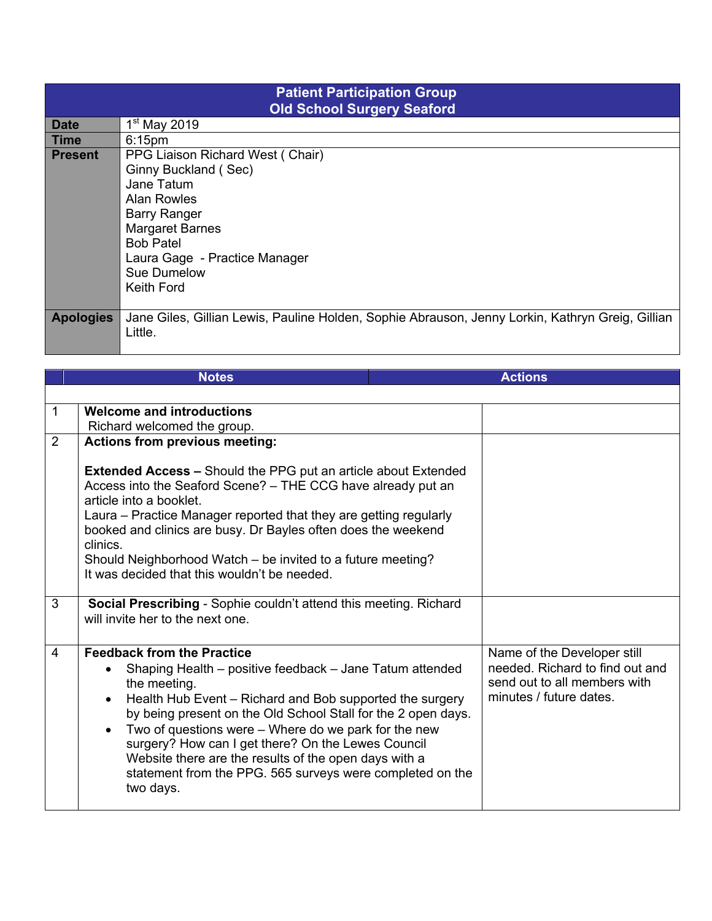| Patient Participation Group<br>Old School Surgery Seaford | |
|---|---|
| **Date** | 1st May 2019 |
| **Time** | 6:15pm |
| **Present** | PPG Liaison Richard West ( Chair)<br>Ginny Buckland ( Sec)<br>Jane Tatum<br>Alan Rowles<br>Barry Ranger<br>Margaret Barnes<br>Bob Patel<br>Laura Gage - Practice Manager<br>Sue Dumelow<br>Keith Ford |
| **Apologies** | Jane Giles, Gillian Lewis, Pauline Holden, Sophie Abrauson, Jenny Lorkin, Kathryn Greig, Gillian Little. |

| | Notes | Actions |
|---|---|---|
| 1 | **Welcome and introductions**<br>Richard welcomed the group. | |
| 2 | **Actions from previous meeting:**<br><br>**Extended Access –** Should the PPG put an article about Extended Access into the Seaford Scene? – THE CCG have already put an article into a booklet.<br>Laura – Practice Manager reported that they are getting regularly booked and clinics are busy. Dr Bayles often does the weekend clinics.<br>Should Neighborhood Watch – be invited to a future meeting?<br>It was decided that this wouldn't be needed. | |
| 3 | **Social Prescribing** - Sophie couldn't attend this meeting. Richard will invite her to the next one. | |
| 4 | **Feedback from the Practice**<br>• Shaping Health – positive feedback – Jane Tatum attended the meeting.<br>• Health Hub Event – Richard and Bob supported the surgery by being present on the Old School Stall for the 2 open days.<br>• Two of questions were – Where do we park for the new surgery? How can I get there? On the Lewes Council Website there are the results of the open days with a statement from the PPG. 565 surveys were completed on the two days. | Name of the Developer still needed. Richard to find out and send out to all members with minutes / future dates. |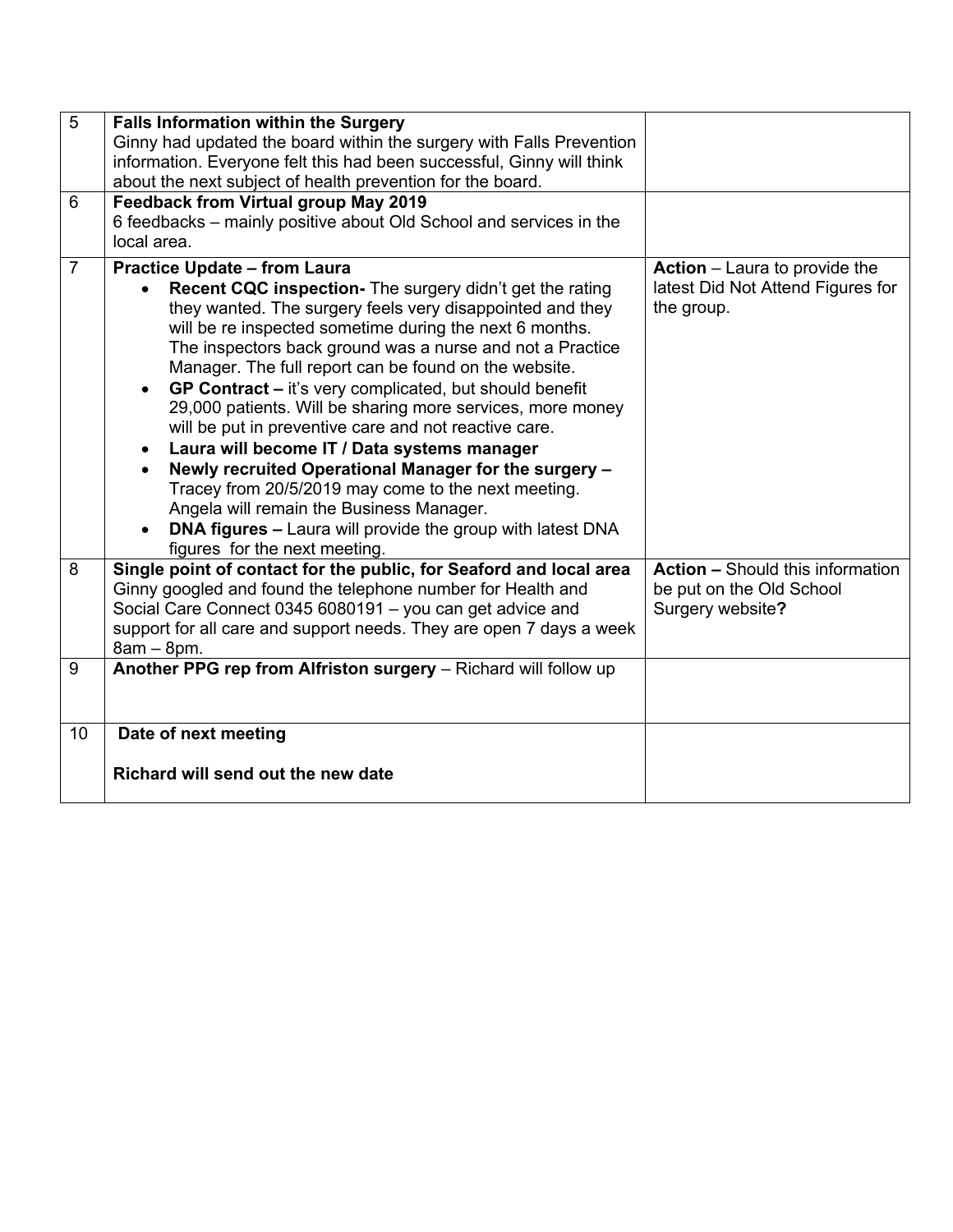| | | |
|---|---|---|
| 5 | **Falls Information within the Surgery**<br>Ginny had updated the board within the surgery with Falls Prevention information. Everyone felt this had been successful, Ginny will think about the next subject of health prevention for the board. | |
| 6 | **Feedback from Virtual group May 2019**<br>6 feedbacks – mainly positive about Old School and services in the local area. | |
| 7 | **Practice Update – from Laura**<br>• **Recent CQC inspection-** The surgery didn't get the rating they wanted. The surgery feels very disappointed and they will be re inspected sometime during the next 6 months. The inspectors back ground was a nurse and not a Practice Manager. The full report can be found on the website.<br>• **GP Contract –** it's very complicated, but should benefit 29,000 patients. Will be sharing more services, more money will be put in preventive care and not reactive care.<br>• **Laura will become IT / Data systems manager**<br>• **Newly recruited Operational Manager for the surgery –** Tracey from 20/5/2019 may come to the next meeting. Angela will remain the Business Manager.<br>• **DNA figures –** Laura will provide the group with latest DNA figures for the next meeting. | **Action** – Laura to provide the latest Did Not Attend Figures for the group. |
| 8 | **Single point of contact for the public, for Seaford and local area**<br>Ginny googled and found the telephone number for Health and Social Care Connect 0345 6080191 – you can get advice and support for all care and support needs. They are open 7 days a week 8am – 8pm. | **Action –** Should this information be put on the Old School Surgery website**?** |
| 9 | **Another PPG rep from Alfriston surgery** – Richard will follow up | |
| 10 | **Date of next meeting**<br><br>**Richard will send out the new date** | |